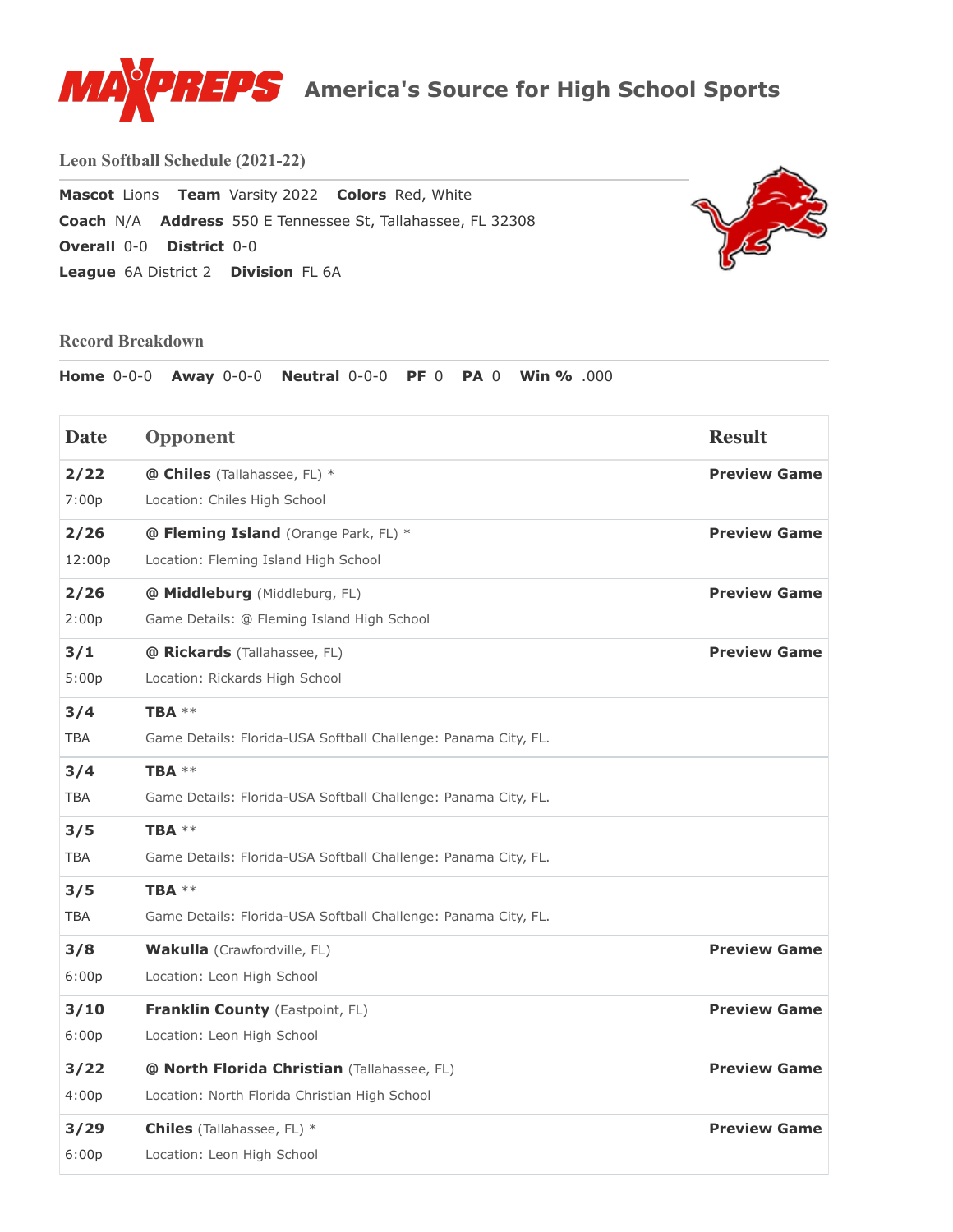MAXPREPS America's Source for High School Sports

## Leon Softball Schedule (2021-22)

**Mascot** Lions **Team** Varsity 2022 **Colors** Red, White
**Coach** N/A **Address** 550 E Tennessee St, Tallahassee, FL 32308
**Overall** 0-0 **District** 0-0
**League** 6A District 2 **Division** FL 6A

## Record Breakdown

**Home** 0-0-0 **Away** 0-0-0 **Neutral** 0-0-0 **PF** 0 **PA** 0 **Win %** .000

| Date | Opponent | Result |
|---|---|---|
| **2/22** 7:00p | **@ Chiles** (Tallahassee, FL) * Location: Chiles High School | **Preview Game** |
| **2/26** 12:00p | **@ Fleming Island** (Orange Park, FL) * Location: Fleming Island High School | **Preview Game** |
| **2/26** 2:00p | **@ Middleburg** (Middleburg, FL) Game Details: @ Fleming Island High School | **Preview Game** |
| **3/1** 5:00p | **@ Rickards** (Tallahassee, FL) Location: Rickards High School | **Preview Game** |
| **3/4** TBA | **TBA** ** Game Details: Florida-USA Softball Challenge: Panama City, FL. | |
| **3/4** TBA | **TBA** ** Game Details: Florida-USA Softball Challenge: Panama City, FL. | |
| **3/5** TBA | **TBA** ** Game Details: Florida-USA Softball Challenge: Panama City, FL. | |
| **3/5** TBA | **TBA** ** Game Details: Florida-USA Softball Challenge: Panama City, FL. | |
| **3/8** 6:00p | **Wakulla** (Crawfordville, FL) Location: Leon High School | **Preview Game** |
| **3/10** 6:00p | **Franklin County** (Eastpoint, FL) Location: Leon High School | **Preview Game** |
| **3/22** 4:00p | **@ North Florida Christian** (Tallahassee, FL) Location: North Florida Christian High School | **Preview Game** |
| **3/29** 6:00p | **Chiles** (Tallahassee, FL) * Location: Leon High School | **Preview Game** |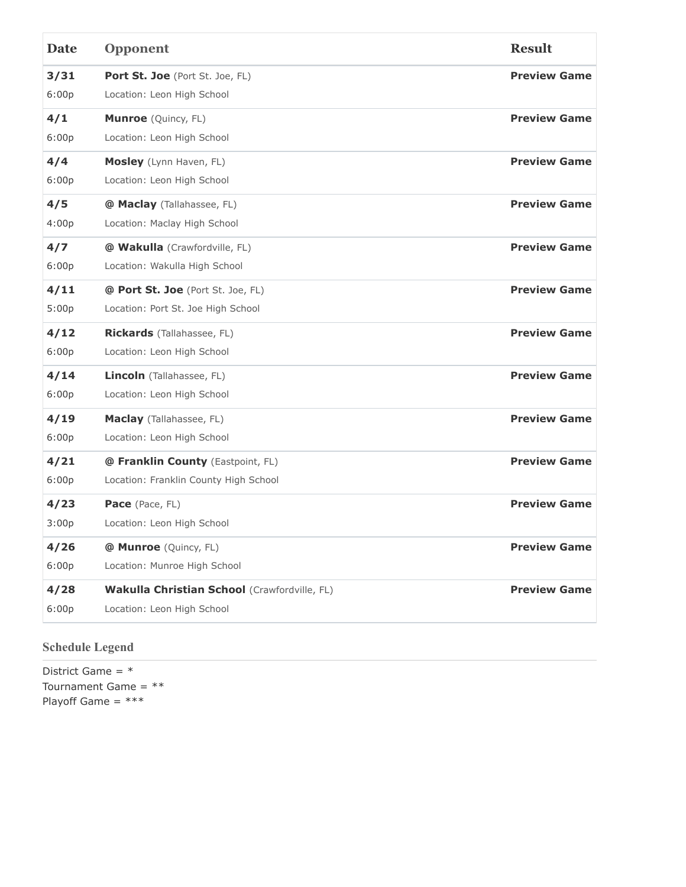| Date | Opponent | Result |
|---|---|---|
| **3/31**<br>6:00p | **Port St. Joe** (Port St. Joe, FL)<br>Location: Leon High School | **Preview Game** |
| **4/1**<br>6:00p | **Munroe** (Quincy, FL)<br>Location: Leon High School | **Preview Game** |
| **4/4**<br>6:00p | **Mosley** (Lynn Haven, FL)<br>Location: Leon High School | **Preview Game** |
| **4/5**<br>4:00p | **@ Maclay** (Tallahassee, FL)<br>Location: Maclay High School | **Preview Game** |
| **4/7**<br>6:00p | **@ Wakulla** (Crawfordville, FL)<br>Location: Wakulla High School | **Preview Game** |
| **4/11**<br>5:00p | **@ Port St. Joe** (Port St. Joe, FL)<br>Location: Port St. Joe High School | **Preview Game** |
| **4/12**<br>6:00p | **Rickards** (Tallahassee, FL)<br>Location: Leon High School | **Preview Game** |
| **4/14**<br>6:00p | **Lincoln** (Tallahassee, FL)<br>Location: Leon High School | **Preview Game** |
| **4/19**<br>6:00p | **Maclay** (Tallahassee, FL)<br>Location: Leon High School | **Preview Game** |
| **4/21**<br>6:00p | **@ Franklin County** (Eastpoint, FL)<br>Location: Franklin County High School | **Preview Game** |
| **4/23**<br>3:00p | **Pace** (Pace, FL)<br>Location: Leon High School | **Preview Game** |
| **4/26**<br>6:00p | **@ Munroe** (Quincy, FL)<br>Location: Munroe High School | **Preview Game** |
| **4/28**<br>6:00p | **Wakulla Christian School** (Crawfordville, FL)<br>Location: Leon High School | **Preview Game** |

### Schedule Legend

District Game = *
Tournament Game = **
Playoff Game = ***